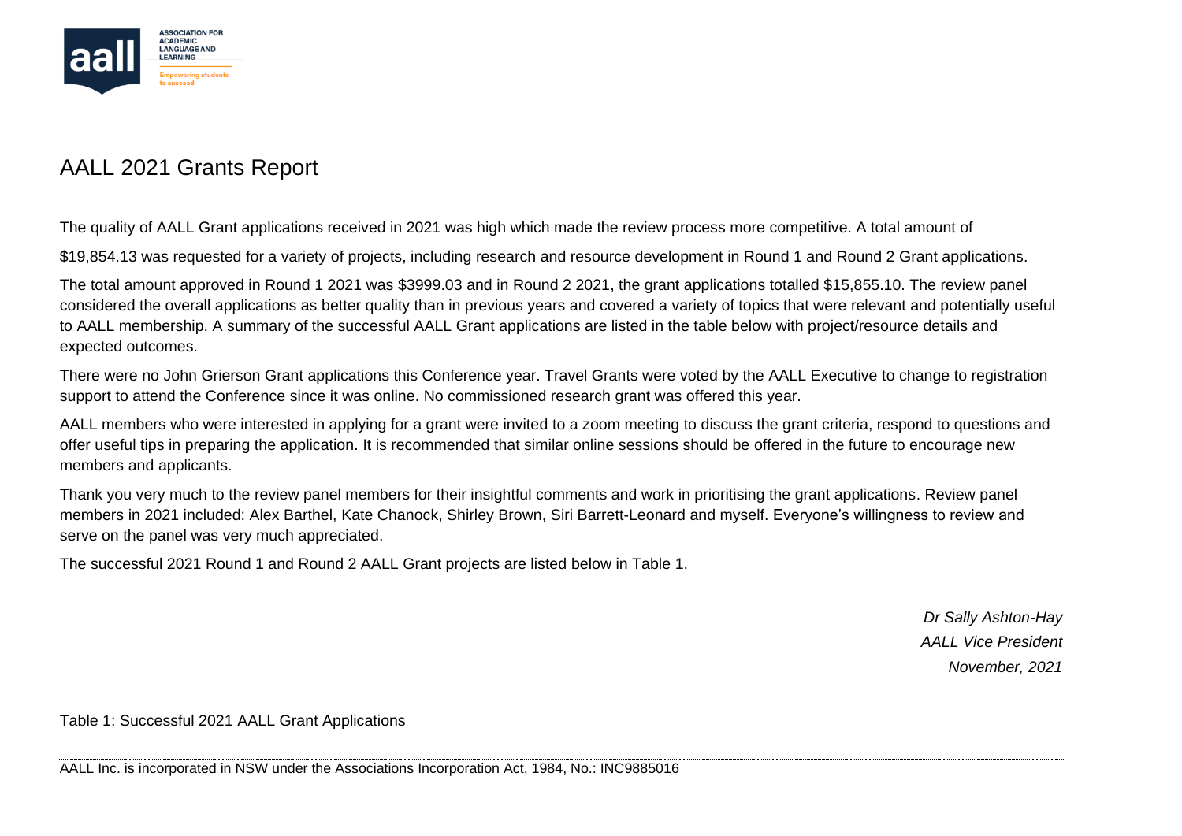# AALL 2021 Grants Report

The quality of AALL Grant applications received in 2021 was high which made the review process more competitive. A total amount of

$19,854.13 was requested for a variety of projects, including research and resource development in Round 1 and Round 2 Grant applications.

The total amount approved in Round 1 2021 was $3999.03 and in Round 2 2021, the grant applications totalled $15,855.10. The review panel considered the overall applications as better quality than in previous years and covered a variety of topics that were relevant and potentially useful to AALL membership. A summary of the successful AALL Grant applications are listed in the table below with project/resource details and expected outcomes.

There were no John Grierson Grant applications this Conference year. Travel Grants were voted by the AALL Executive to change to registration support to attend the Conference since it was online. No commissioned research grant was offered this year.

AALL members who were interested in applying for a grant were invited to a zoom meeting to discuss the grant criteria, respond to questions and offer useful tips in preparing the application. It is recommended that similar online sessions should be offered in the future to encourage new members and applicants.

Thank you very much to the review panel members for their insightful comments and work in prioritising the grant applications. Review panel members in 2021 included: Alex Barthel, Kate Chanock, Shirley Brown, Siri Barrett-Leonard and myself. Everyone's willingness to review and serve on the panel was very much appreciated.

The successful 2021 Round 1 and Round 2 AALL Grant projects are listed below in Table 1.

*Dr Sally Ashton-Hay*
*AALL Vice President*
*November, 2021*

Table 1: Successful 2021 AALL Grant Applications

AALL Inc. is incorporated in NSW under the Associations Incorporation Act, 1984, No.: INC9885016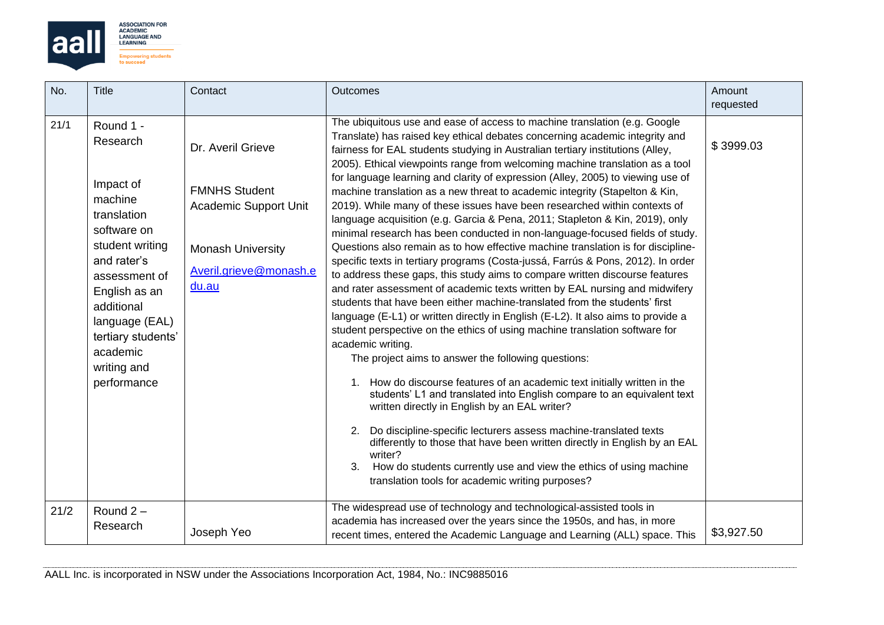| No. | Title | Contact | Outcomes | Amount requested |
|---|---|---|---|---|
| 21/1 | Round 1 - Research<br><br>Impact of machine translation software on student writing and rater's assessment of English as an additional language (EAL) tertiary students' academic writing and performance | Dr. Averil Grieve<br><br>FMNHS Student Academic Support Unit<br><br>Monash University<br><br>Averil.grieve@monash.edu.au | The ubiquitous use and ease of access to machine translation (e.g. Google Translate) has raised key ethical debates concerning academic integrity and fairness for EAL students studying in Australian tertiary institutions (Alley, 2005). Ethical viewpoints range from welcoming machine translation as a tool for language learning and clarity of expression (Alley, 2005) to viewing use of machine translation as a new threat to academic integrity (Stapelton & Kin, 2019). While many of these issues have been researched within contexts of language acquisition (e.g. Garcia & Pena, 2011; Stapleton & Kin, 2019), only minimal research has been conducted in non-language-focused fields of study. Questions also remain as to how effective machine translation is for discipline-specific texts in tertiary programs (Costa-jussá, Farrús & Pons, 2012). In order to address these gaps, this study aims to compare written discourse features and rater assessment of academic texts written by EAL nursing and midwifery students that have been either machine-translated from the students' first language (E-L1) or written directly in English (E-L2). It also aims to provide a student perspective on the ethics of using machine translation software for academic writing.<br>The project aims to answer the following questions:<br>1. How do discourse features of an academic text initially written in the students' L1 and translated into English compare to an equivalent text written directly in English by an EAL writer?<br>2. Do discipline-specific lecturers assess machine-translated texts differently to those that have been written directly in English by an EAL writer?<br>3. How do students currently use and view the ethics of using machine translation tools for academic writing purposes? | $ 3999.03 |
| 21/2 | Round 2 – Research | Joseph Yeo | The widespread use of technology and technological-assisted tools in academia has increased over the years since the 1950s, and has, in more recent times, entered the Academic Language and Learning (ALL) space. This | $3,927.50 |

AALL Inc. is incorporated in NSW under the Associations Incorporation Act, 1984, No.: INC9885016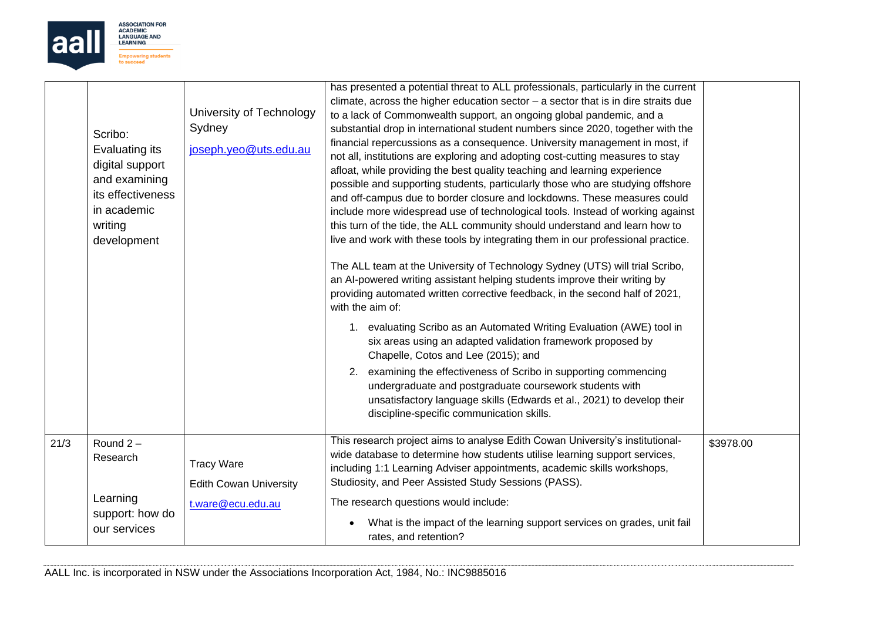| | | | | |
|---|---|---|---|---|
| | Scribo: Evaluating its digital support and examining its effectiveness in academic writing development | University of Technology Sydney<br>joseph.yeo@uts.edu.au | has presented a potential threat to ALL professionals, particularly in the current climate, across the higher education sector – a sector that is in dire straits due to a lack of Commonwealth support, an ongoing global pandemic, and a substantial drop in international student numbers since 2020, together with the financial repercussions as a consequence. University management in most, if not all, institutions are exploring and adopting cost-cutting measures to stay afloat, while providing the best quality teaching and learning experience possible and supporting students, particularly those who are studying offshore and off-campus due to border closure and lockdowns. These measures could include more widespread use of technological tools. Instead of working against this turn of the tide, the ALL community should understand and learn how to live and work with these tools by integrating them in our professional practice.<br><br>The ALL team at the University of Technology Sydney (UTS) will trial Scribo, an AI-powered writing assistant helping students improve their writing by providing automated written corrective feedback, in the second half of 2021, with the aim of:<br><br>1. evaluating Scribo as an Automated Writing Evaluation (AWE) tool in six areas using an adapted validation framework proposed by Chapelle, Cotos and Lee (2015); and<br>2. examining the effectiveness of Scribo in supporting commencing undergraduate and postgraduate coursework students with unsatisfactory language skills (Edwards et al., 2021) to develop their discipline-specific communication skills. | |
| 21/3 | Round 2 – Research<br><br>Learning support: how do our services | Tracy Ware<br>Edith Cowan University<br>t.ware@ecu.edu.au | This research project aims to analyse Edith Cowan University's institutional-wide database to determine how students utilise learning support services, including 1:1 Learning Adviser appointments, academic skills workshops, Studiosity, and Peer Assisted Study Sessions (PASS).<br><br>The research questions would include:<br><br>• What is the impact of the learning support services on grades, unit fail rates, and retention? | $3978.00 |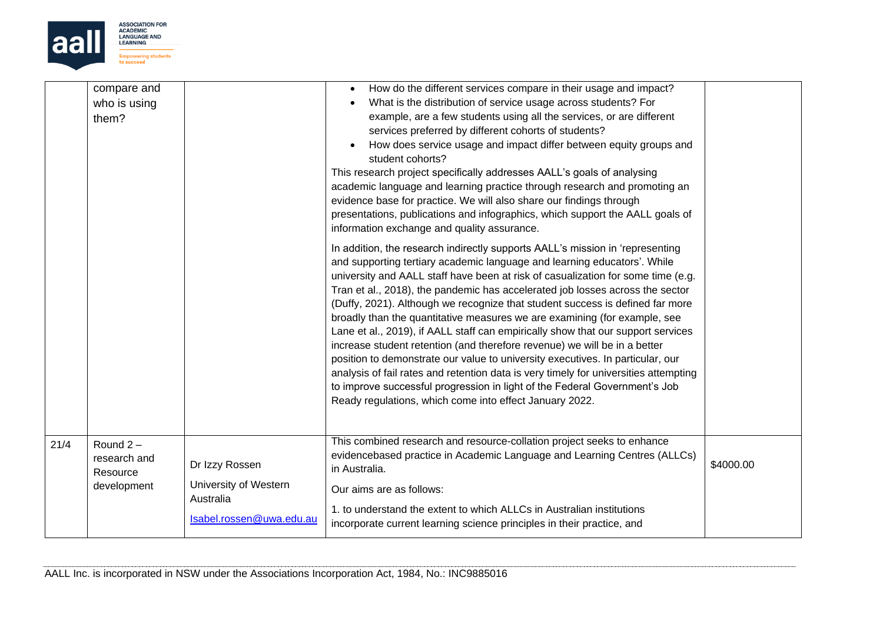| | | | | |
|---|---|---|---|---|
| | compare and who is using them? | | • How do the different services compare in their usage and impact?<br>• What is the distribution of service usage across students? For example, are a few students using all the services, or are different services preferred by different cohorts of students?<br>• How does service usage and impact differ between equity groups and student cohorts?<br>This research project specifically addresses AALL's goals of analysing academic language and learning practice through research and promoting an evidence base for practice. We will also share our findings through presentations, publications and infographics, which support the AALL goals of information exchange and quality assurance.<br><br>In addition, the research indirectly supports AALL's mission in 'representing and supporting tertiary academic language and learning educators'. While university and AALL staff have been at risk of casualization for some time (e.g. Tran et al., 2018), the pandemic has accelerated job losses across the sector (Duffy, 2021). Although we recognize that student success is defined far more broadly than the quantitative measures we are examining (for example, see Lane et al., 2019), if AALL staff can empirically show that our support services increase student retention (and therefore revenue) we will be in a better position to demonstrate our value to university executives. In particular, our analysis of fail rates and retention data is very timely for universities attempting to improve successful progression in light of the Federal Government's Job Ready regulations, which come into effect January 2022. | |
| 21/4 | Round 2 – research and Resource development | Dr Izzy Rossen<br>University of Western Australia<br>Isabel.rossen@uwa.edu.au | This combined research and resource-collation project seeks to enhance evidencebased practice in Academic Language and Learning Centres (ALLCs) in Australia.<br><br>Our aims are as follows:<br><br>1. to understand the extent to which ALLCs in Australian institutions incorporate current learning science principles in their practice, and | $4000.00 |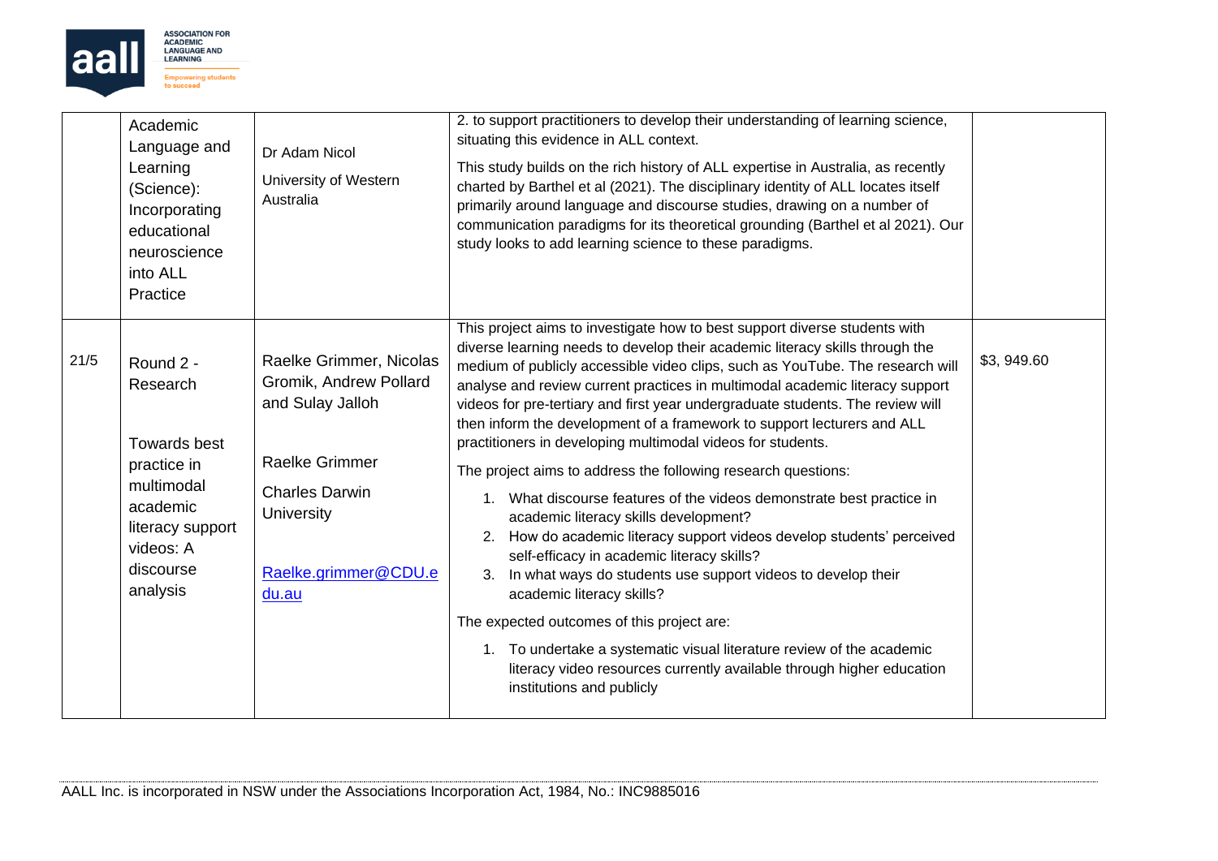|  | Academic Language and Learning (Science): Incorporating educational neuroscience into ALL Practice | Dr Adam Nicol<br><br>University of Western Australia | 2. to support practitioners to develop their understanding of learning science, situating this evidence in ALL context.<br><br>This study builds on the rich history of ALL expertise in Australia, as recently charted by Barthel et al (2021). The disciplinary identity of ALL locates itself primarily around language and discourse studies, drawing on a number of communication paradigms for its theoretical grounding (Barthel et al 2021). Our study looks to add learning science to these paradigms. |  |
|---|---|---|---|---|
| 21/5 | Round 2 - Research<br><br>Towards best practice in multimodal academic literacy support videos: A discourse analysis | Raelke Grimmer, Nicolas Gromik, Andrew Pollard and Sulay Jalloh<br><br>Raelke Grimmer<br><br>Charles Darwin University<br><br>Raelke.grimmer@CDU.edu.au | This project aims to investigate how to best support diverse students with diverse learning needs to develop their academic literacy skills through the medium of publicly accessible video clips, such as YouTube. The research will analyse and review current practices in multimodal academic literacy support videos for pre-tertiary and first year undergraduate students. The review will then inform the development of a framework to support lecturers and ALL practitioners in developing multimodal videos for students.<br><br>The project aims to address the following research questions:<br><br>1. What discourse features of the videos demonstrate best practice in academic literacy skills development?<br>2. How do academic literacy support videos develop students' perceived self-efficacy in academic literacy skills?<br>3. In what ways do students use support videos to develop their academic literacy skills?<br><br>The expected outcomes of this project are:<br><br>1. To undertake a systematic visual literature review of the academic literacy video resources currently available through higher education institutions and publicly | $3, 949.60 |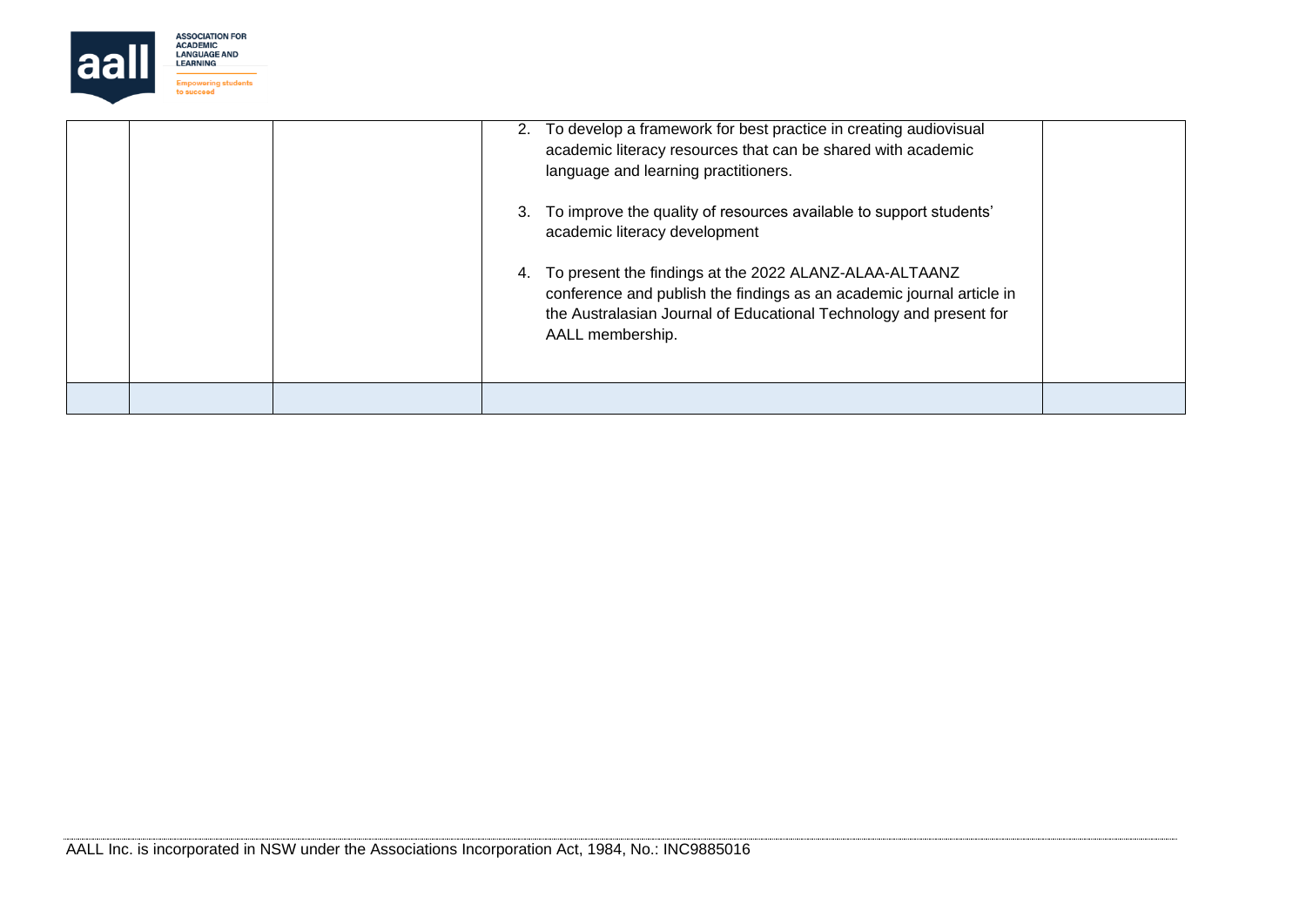| | | | | |
|---|---|---|---|---|
| | | | 2. To develop a framework for best practice in creating audiovisual academic literacy resources that can be shared with academic language and learning practitioners.<br><br>3. To improve the quality of resources available to support students' academic literacy development<br><br>4. To present the findings at the 2022 ALANZ-ALAA-ALTAANZ conference and publish the findings as an academic journal article in the Australasian Journal of Educational Technology and present for AALL membership. | |
| | | | | |